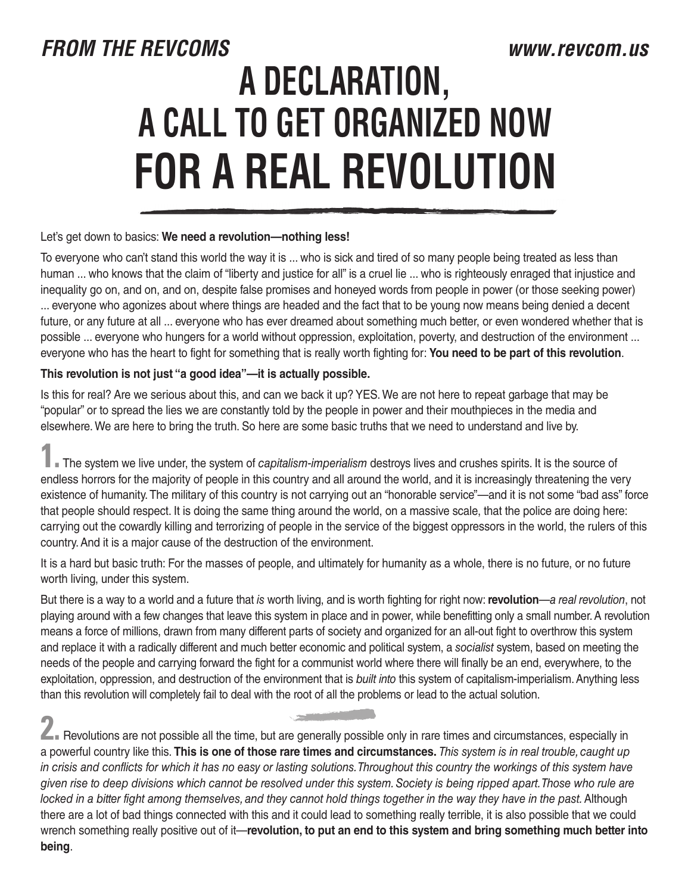**FROM THE REVCOMS** **www.revcom.us**

# A DECLARATION, A CALL TO GET ORGANIZED NOW FOR A REAL REVOLUTION

Let's get down to basics: **We need a revolution—nothing less!**

To everyone who can't stand this world the way it is ... who is sick and tired of so many people being treated as less than human ... who knows that the claim of "liberty and justice for all" is a cruel lie ... who is righteously enraged that injustice and inequality go on, and on, and on, despite false promises and honeyed words from people in power (or those seeking power) ... everyone who agonizes about where things are headed and the fact that to be young now means being denied a decent future, or any future at all ... everyone who has ever dreamed about something much better, or even wondered whether that is possible ... everyone who hungers for a world without oppression, exploitation, poverty, and destruction of the environment ... everyone who has the heart to fight for something that is really worth fighting for: **You need to be part of this revolution**.

**This revolution is not just "a good idea"—it is actually possible.**

Is this for real? Are we serious about this, and can we back it up? YES. We are not here to repeat garbage that may be "popular" or to spread the lies we are constantly told by the people in power and their mouthpieces in the media and elsewhere. We are here to bring the truth. So here are some basic truths that we need to understand and live by.

**1.** The system we live under, the system of *capitalism-imperialism* destroys lives and crushes spirits. It is the source of endless horrors for the majority of people in this country and all around the world, and it is increasingly threatening the very existence of humanity. The military of this country is not carrying out an "honorable service"—and it is not some "bad ass" force that people should respect. It is doing the same thing around the world, on a massive scale, that the police are doing here: carrying out the cowardly killing and terrorizing of people in the service of the biggest oppressors in the world, the rulers of this country. And it is a major cause of the destruction of the environment.

It is a hard but basic truth: For the masses of people, and ultimately for humanity as a whole, there is no future, or no future worth living, under this system.

But there is a way to a world and a future that *is* worth living, and is worth fighting for right now: **revolution**—*a real revolution*, not playing around with a few changes that leave this system in place and in power, while benefitting only a small number. A revolution means a force of millions, drawn from many different parts of society and organized for an all-out fight to overthrow this system and replace it with a radically different and much better economic and political system, a *socialist* system, based on meeting the needs of the people and carrying forward the fight for a communist world where there will finally be an end, everywhere, to the exploitation, oppression, and destruction of the environment that is *built into* this system of capitalism-imperialism. Anything less than this revolution will completely fail to deal with the root of all the problems or lead to the actual solution.

**2.** Revolutions are not possible all the time, but are generally possible only in rare times and circumstances, especially in a powerful country like this. **This is one of those rare times and circumstances.** *This system is in real trouble, caught up in crisis and conflicts for which it has no easy or lasting solutions. Throughout this country the workings of this system have given rise to deep divisions which cannot be resolved under this system. Society is being ripped apart. Those who rule are locked in a bitter fight among themselves, and they cannot hold things together in the way they have in the past.* Although there are a lot of bad things connected with this and it could lead to something really terrible, it is also possible that we could wrench something really positive out of it—**revolution, to put an end to this system and bring something much better into being**.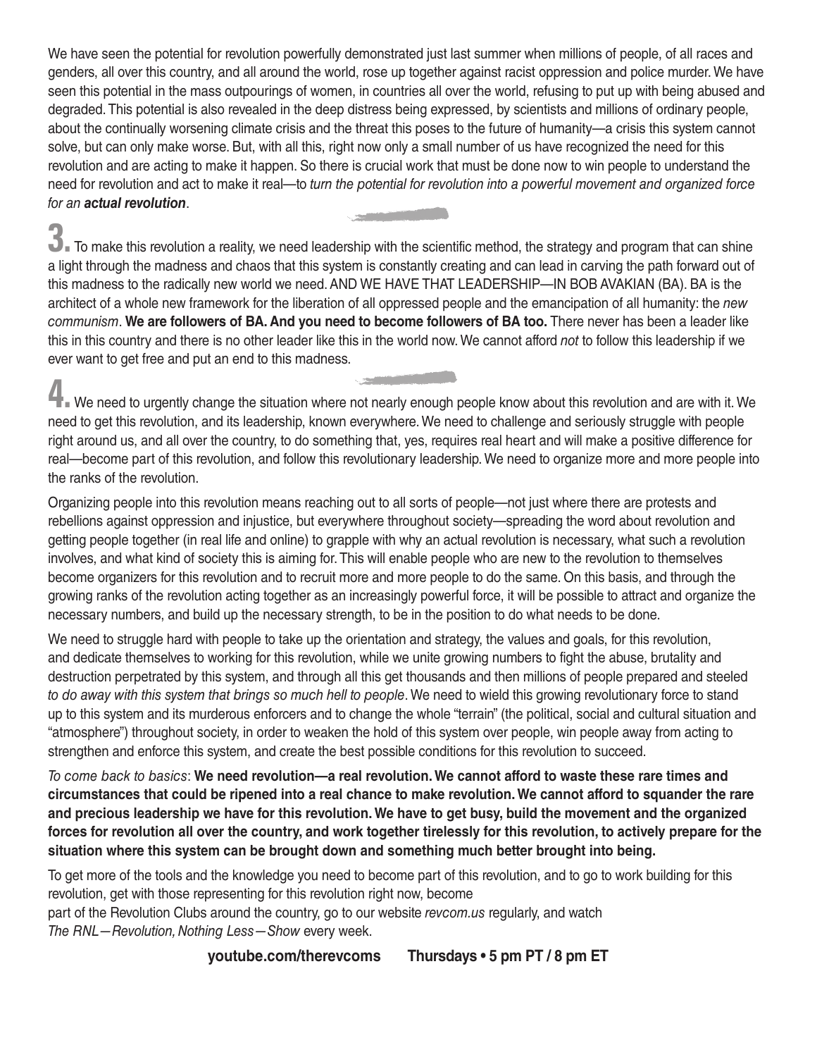We have seen the potential for revolution powerfully demonstrated just last summer when millions of people, of all races and genders, all over this country, and all around the world, rose up together against racist oppression and police murder. We have seen this potential in the mass outpourings of women, in countries all over the world, refusing to put up with being abused and degraded. This potential is also revealed in the deep distress being expressed, by scientists and millions of ordinary people, about the continually worsening climate crisis and the threat this poses to the future of humanity—a crisis this system cannot solve, but can only make worse. But, with all this, right now only a small number of us have recognized the need for this revolution and are acting to make it happen. So there is crucial work that must be done now to win people to understand the need for revolution and act to make it real—to *turn the potential for revolution into a powerful movement and organized force for an **actual revolution***.

**3.** To make this revolution a reality, we need leadership with the scientific method, the strategy and program that can shine a light through the madness and chaos that this system is constantly creating and can lead in carving the path forward out of this madness to the radically new world we need. AND WE HAVE THAT LEADERSHIP—IN BOB AVAKIAN (BA). BA is the architect of a whole new framework for the liberation of all oppressed people and the emancipation of all humanity: the *new communism*. **We are followers of BA. And you need to become followers of BA too.** There never has been a leader like this in this country and there is no other leader like this in the world now. We cannot afford *not* to follow this leadership if we ever want to get free and put an end to this madness.

**4.** We need to urgently change the situation where not nearly enough people know about this revolution and are with it. We need to get this revolution, and its leadership, known everywhere. We need to challenge and seriously struggle with people right around us, and all over the country, to do something that, yes, requires real heart and will make a positive difference for real—become part of this revolution, and follow this revolutionary leadership. We need to organize more and more people into the ranks of the revolution.

Organizing people into this revolution means reaching out to all sorts of people—not just where there are protests and rebellions against oppression and injustice, but everywhere throughout society—spreading the word about revolution and getting people together (in real life and online) to grapple with why an actual revolution is necessary, what such a revolution involves, and what kind of society this is aiming for. This will enable people who are new to the revolution to themselves become organizers for this revolution and to recruit more and more people to do the same. On this basis, and through the growing ranks of the revolution acting together as an increasingly powerful force, it will be possible to attract and organize the necessary numbers, and build up the necessary strength, to be in the position to do what needs to be done.

We need to struggle hard with people to take up the orientation and strategy, the values and goals, for this revolution, and dedicate themselves to working for this revolution, while we unite growing numbers to fight the abuse, brutality and destruction perpetrated by this system, and through all this get thousands and then millions of people prepared and steeled *to do away with this system that brings so much hell to people*. We need to wield this growing revolutionary force to stand up to this system and its murderous enforcers and to change the whole "terrain" (the political, social and cultural situation and "atmosphere") throughout society, in order to weaken the hold of this system over people, win people away from acting to strengthen and enforce this system, and create the best possible conditions for this revolution to succeed.

*To come back to basics*: **We need revolution—a real revolution. We cannot afford to waste these rare times and circumstances that could be ripened into a real chance to make revolution. We cannot afford to squander the rare and precious leadership we have for this revolution. We have to get busy, build the movement and the organized forces for revolution all over the country, and work together tirelessly for this revolution, to actively prepare for the situation where this system can be brought down and something much better brought into being.**

To get more of the tools and the knowledge you need to become part of this revolution, and to go to work building for this revolution, get with those representing for this revolution right now, become part of the Revolution Clubs around the country, go to our website *revcom.us* regularly, and watch *The RNL—Revolution, Nothing Less—Show* every week.

**youtube.com/therevcoms Thursdays • 5 pm PT / 8 pm ET**